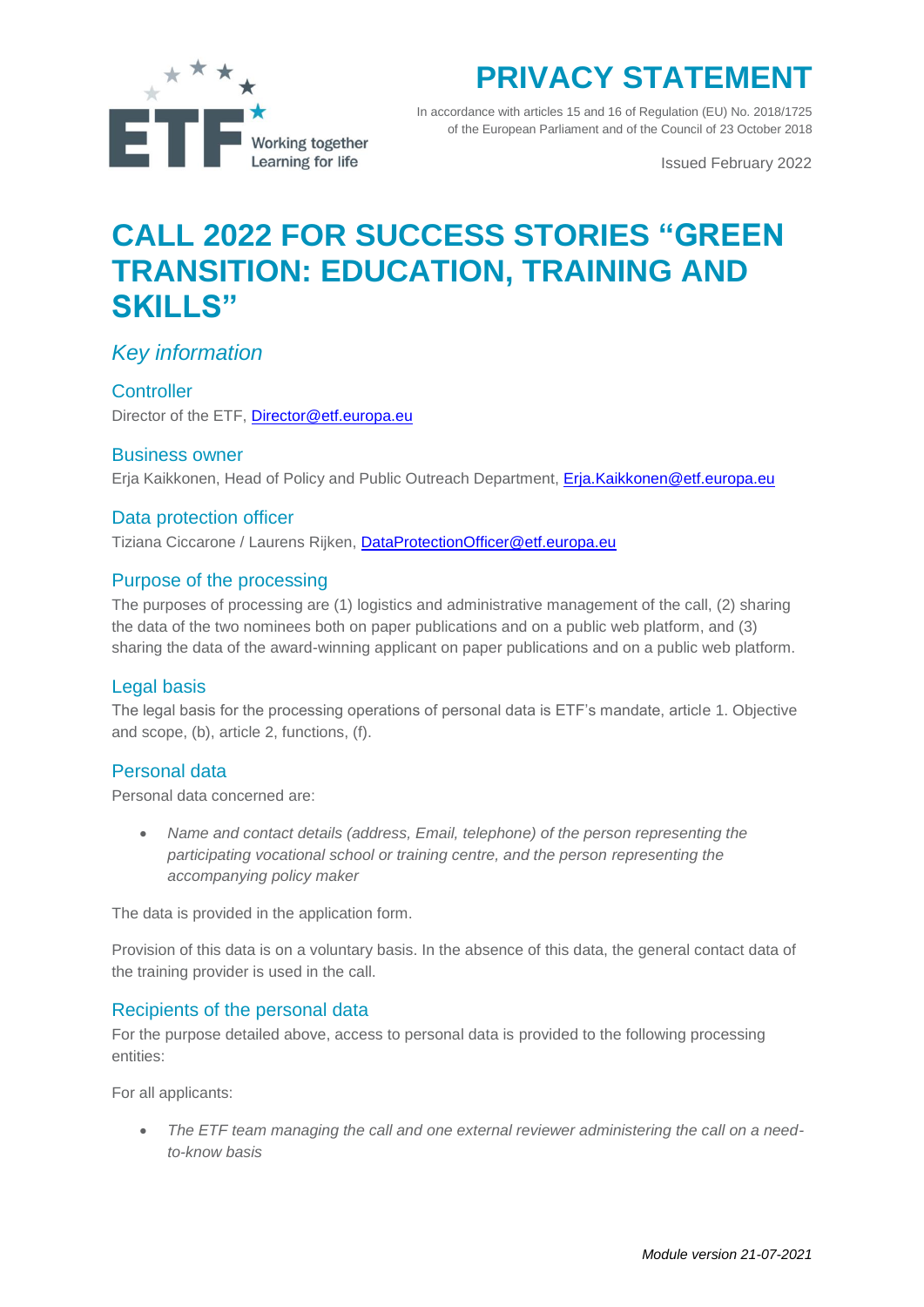# PRIVACY STATEMENT

In accordance with articles 15 and 16 of Regulation (EU) No. 2018/1725 of the European Parliament and of the Council of 23 October 2018

Issued February 2022

# CALL 2022 FOR SUCCESS STORIES “GREEN TRANSITION: EDUCATION, TRAINING AND SKILLS”

## *Key information*

### Controller

Director of the ETF, Director@etf.europa.eu

### Business owner

Erja Kaikkonen, Head of Policy and Public Outreach Department, Erja.Kaikkonen@etf.europa.eu

### Data protection officer

Tiziana Ciccarone / Laurens Rijken, DataProtectionOfficer@etf.europa.eu

### Purpose of the processing

The purposes of processing are (1) logistics and administrative management of the call, (2) sharing the data of the two nominees both on paper publications and on a public web platform, and (3) sharing the data of the award-winning applicant on paper publications and on a public web platform.

### Legal basis

The legal basis for the processing operations of personal data is ETF’s mandate, article 1. Objective and scope, (b), article 2, functions, (f).

### Personal data

Personal data concerned are:

- *Name and contact details (address, Email, telephone) of the person representing the participating vocational school or training centre, and the person representing the accompanying policy maker*

The data is provided in the application form.

Provision of this data is on a voluntary basis. In the absence of this data, the general contact data of the training provider is used in the call.

### Recipients of the personal data

For the purpose detailed above, access to personal data is provided to the following processing entities:

For all applicants:

- *The ETF team managing the call and one external reviewer administering the call on a need-to-know basis*

*Module version 21-07-2021*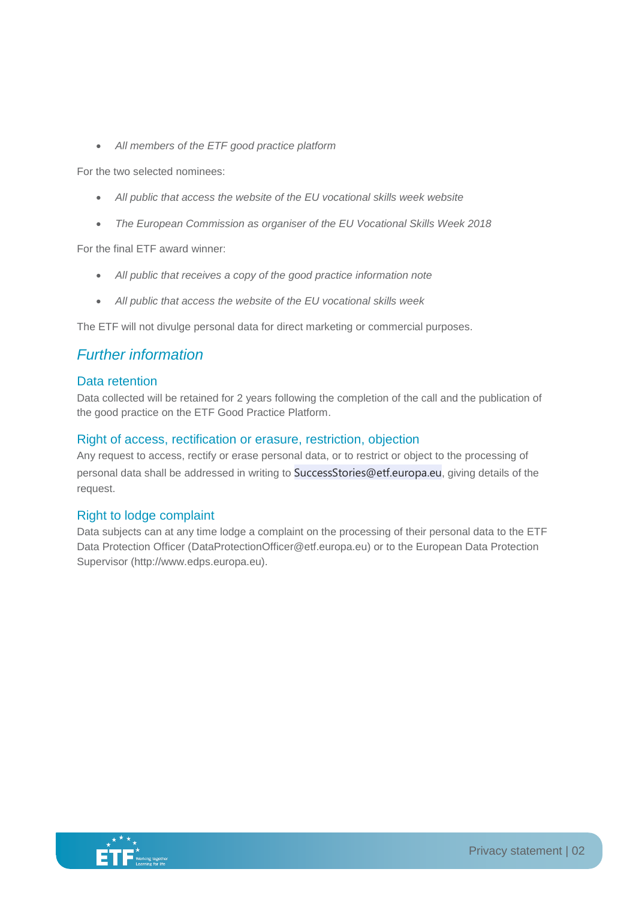- *All members of the ETF good practice platform*

For the two selected nominees:

- *All public that access the website of the EU vocational skills week website*
- *The European Commission as organiser of the EU Vocational Skills Week 2018*

For the final ETF award winner:

- *All public that receives a copy of the good practice information note*
- *All public that access the website of the EU vocational skills week*

The ETF will not divulge personal data for direct marketing or commercial purposes.

## *Further information*

### Data retention

Data collected will be retained for 2 years following the completion of the call and the publication of the good practice on the ETF Good Practice Platform.

### Right of access, rectification or erasure, restriction, objection

Any request to access, rectify or erase personal data, or to restrict or object to the processing of personal data shall be addressed in writing to SuccessStories@etf.europa.eu, giving details of the request.

### Right to lodge complaint

Data subjects can at any time lodge a complaint on the processing of their personal data to the ETF Data Protection Officer (DataProtectionOfficer@etf.europa.eu) or to the European Data Protection Supervisor (http://www.edps.europa.eu).